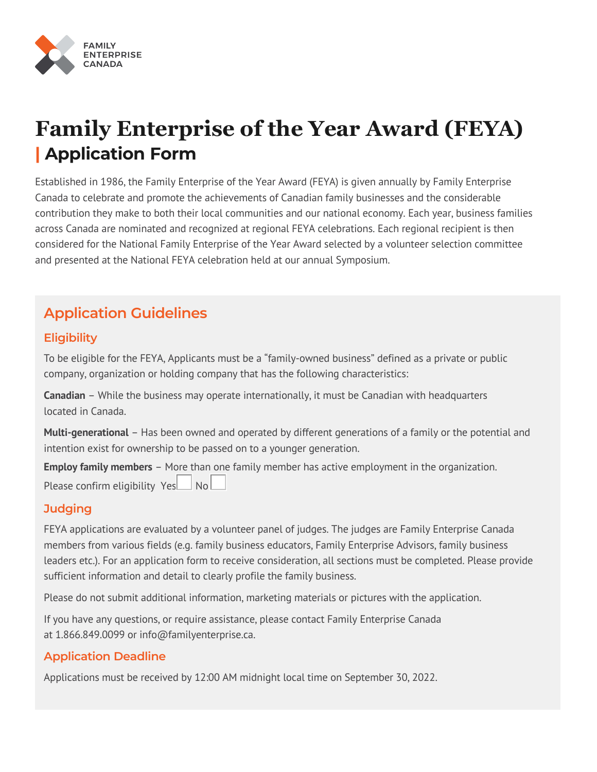FAMILY ENTERPRISE CANADA

# Family Enterprise of the Year Award (FEYA)

## | Application Form

Established in 1986, the Family Enterprise of the Year Award (FEYA) is given annually by Family Enterprise Canada to celebrate and promote the achievements of Canadian family businesses and the considerable contribution they make to both their local communities and our national economy. Each year, business families across Canada are nominated and recognized at regional FEYA celebrations. Each regional recipient is then considered for the National Family Enterprise of the Year Award selected by a volunteer selection committee and presented at the National FEYA celebration held at our annual Symposium.

## Application Guidelines

### Eligibility

To be eligible for the FEYA, Applicants must be a "family-owned business" defined as a private or public company, organization or holding company that has the following characteristics:

**Canadian** – While the business may operate internationally, it must be Canadian with headquarters located in Canada.

**Multi-generational** – Has been owned and operated by different generations of a family or the potential and intention exist for ownership to be passed on to a younger generation.

**Employ family members** – More than one family member has active employment in the organization.

Please confirm eligibility Yes ☐ No ☐

### Judging

FEYA applications are evaluated by a volunteer panel of judges. The judges are Family Enterprise Canada members from various fields (e.g. family business educators, Family Enterprise Advisors, family business leaders etc.). For an application form to receive consideration, all sections must be completed. Please provide sufficient information and detail to clearly profile the family business.

Please do not submit additional information, marketing materials or pictures with the application.

If you have any questions, or require assistance, please contact Family Enterprise Canada at 1.866.849.0099 or info@familyenterprise.ca.

### Application Deadline

Applications must be received by 12:00 AM midnight local time on September 30, 2022.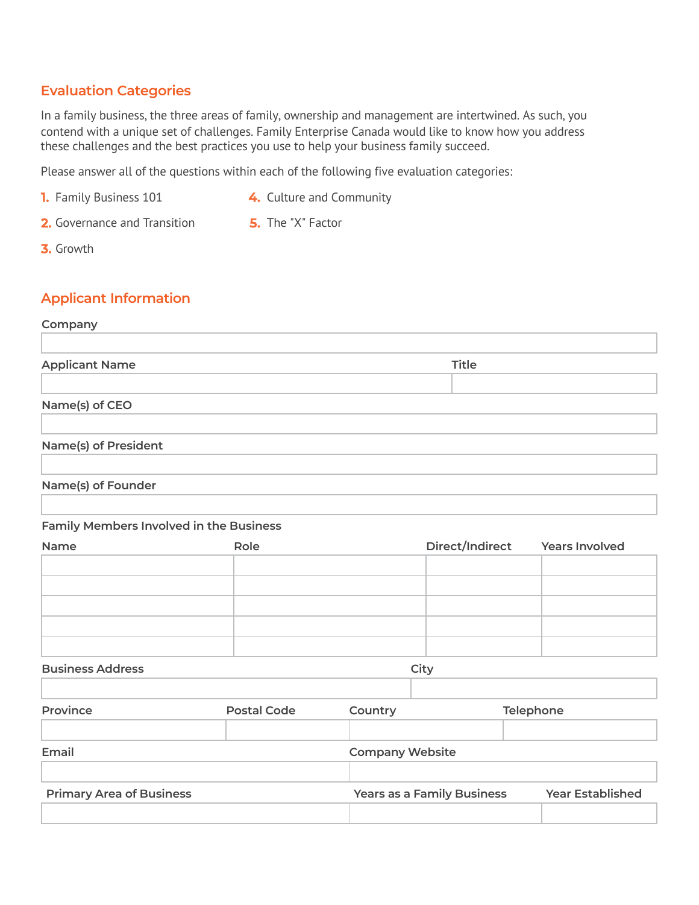## Evaluation Categories

In a family business, the three areas of family, ownership and management are intertwined. As such, you contend with a unique set of challenges. Family Enterprise Canada would like to know how you address these challenges and the best practices you use to help your business family succeed.

Please answer all of the questions within each of the following five evaluation categories:

1. Family Business 101
2. Governance and Transition
3. Growth
4. Culture and Community
5. The "X" Factor

## Applicant Information

**Company**

| |
|---|
| |

| Applicant Name | Title |
|---|---|
| | |

**Name(s) of CEO**

| |
|---|
| |

**Name(s) of President**

| |
|---|
| |

**Name(s) of Founder**

| |
|---|
| |

**Family Members Involved in the Business**

| Name | Role | Direct/Indirect | Years Involved |
|---|---|---|---|
| | | | |
| | | | |
| | | | |
| | | | |
| | | | |

| Business Address | City |
|---|---|
| | |

| Province | Postal Code | Country | Telephone |
|---|---|---|---|
| | | | |

| Email | Company Website |
|---|---|
| | |

| Primary Area of Business | Years as a Family Business | Year Established |
|---|---|---|
| | | |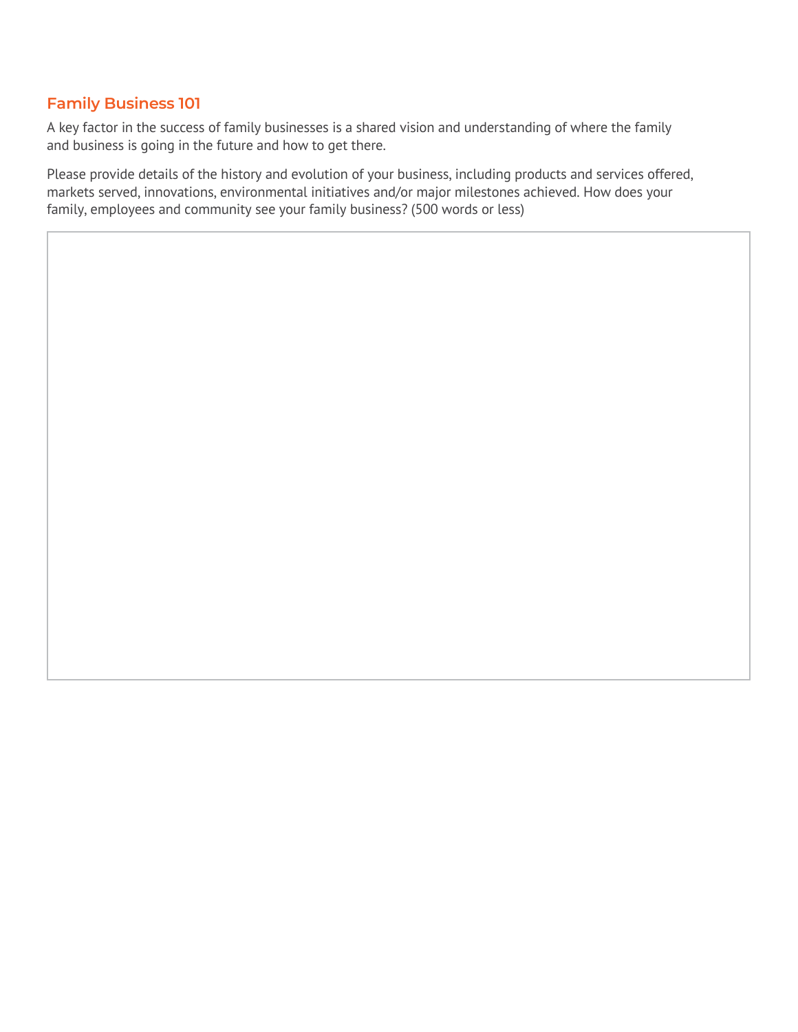## Family Business 101

A key factor in the success of family businesses is a shared vision and understanding of where the family and business is going in the future and how to get there.

Please provide details of the history and evolution of your business, including products and services offered, markets served, innovations, environmental initiatives and/or major milestones achieved. How does your family, employees and community see your family business? (500 words or less)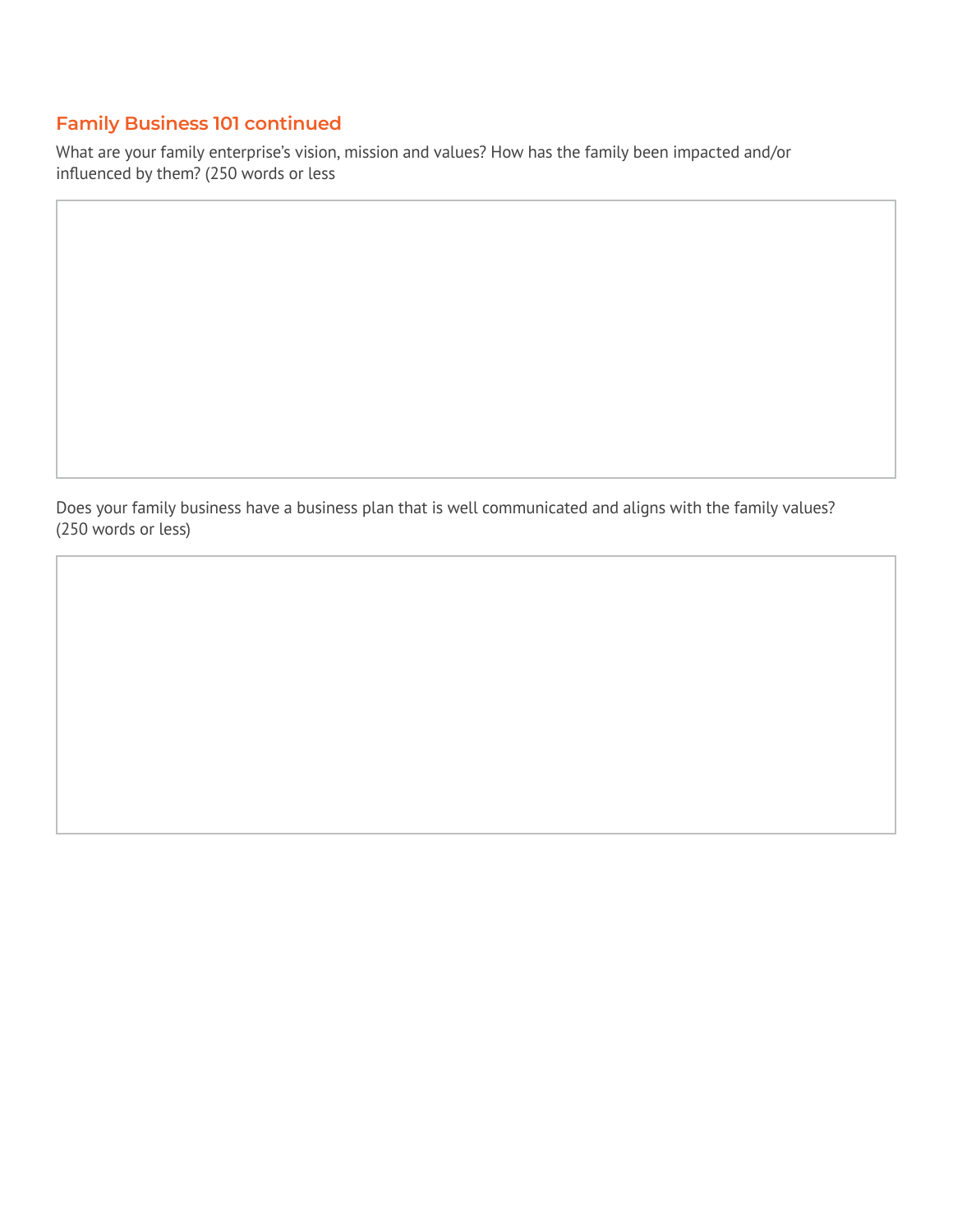## Family Business 101 continued

What are your family enterprise's vision, mission and values? How has the family been impacted and/or influenced by them? (250 words or less

Does your family business have a business plan that is well communicated and aligns with the family values? (250 words or less)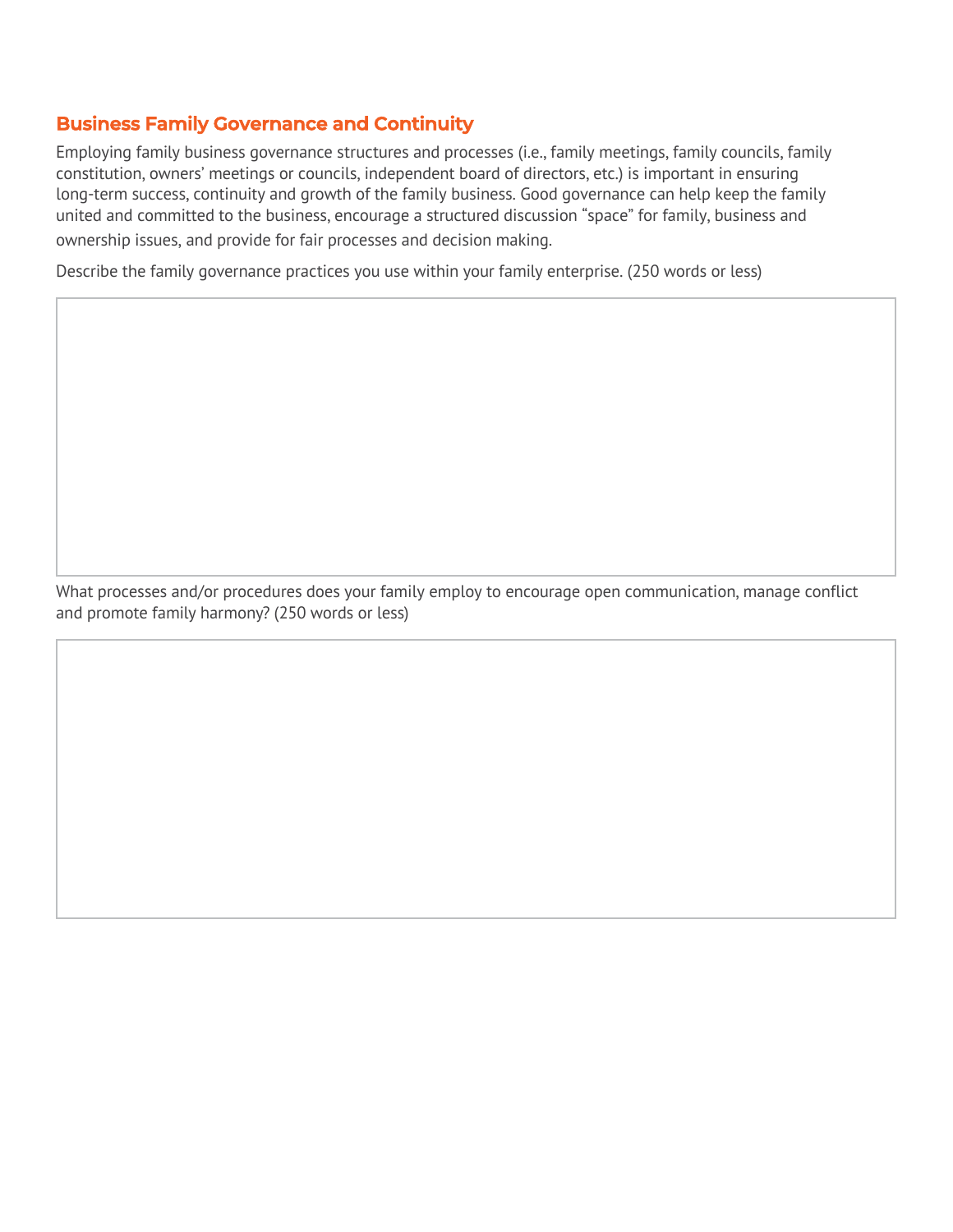## Business Family Governance and Continuity

Employing family business governance structures and processes (i.e., family meetings, family councils, family constitution, owners' meetings or councils, independent board of directors, etc.) is important in ensuring long-term success, continuity and growth of the family business. Good governance can help keep the family united and committed to the business, encourage a structured discussion "space" for family, business and ownership issues, and provide for fair processes and decision making.

Describe the family governance practices you use within your family enterprise. (250 words or less)

What processes and/or procedures does your family employ to encourage open communication, manage conflict and promote family harmony? (250 words or less)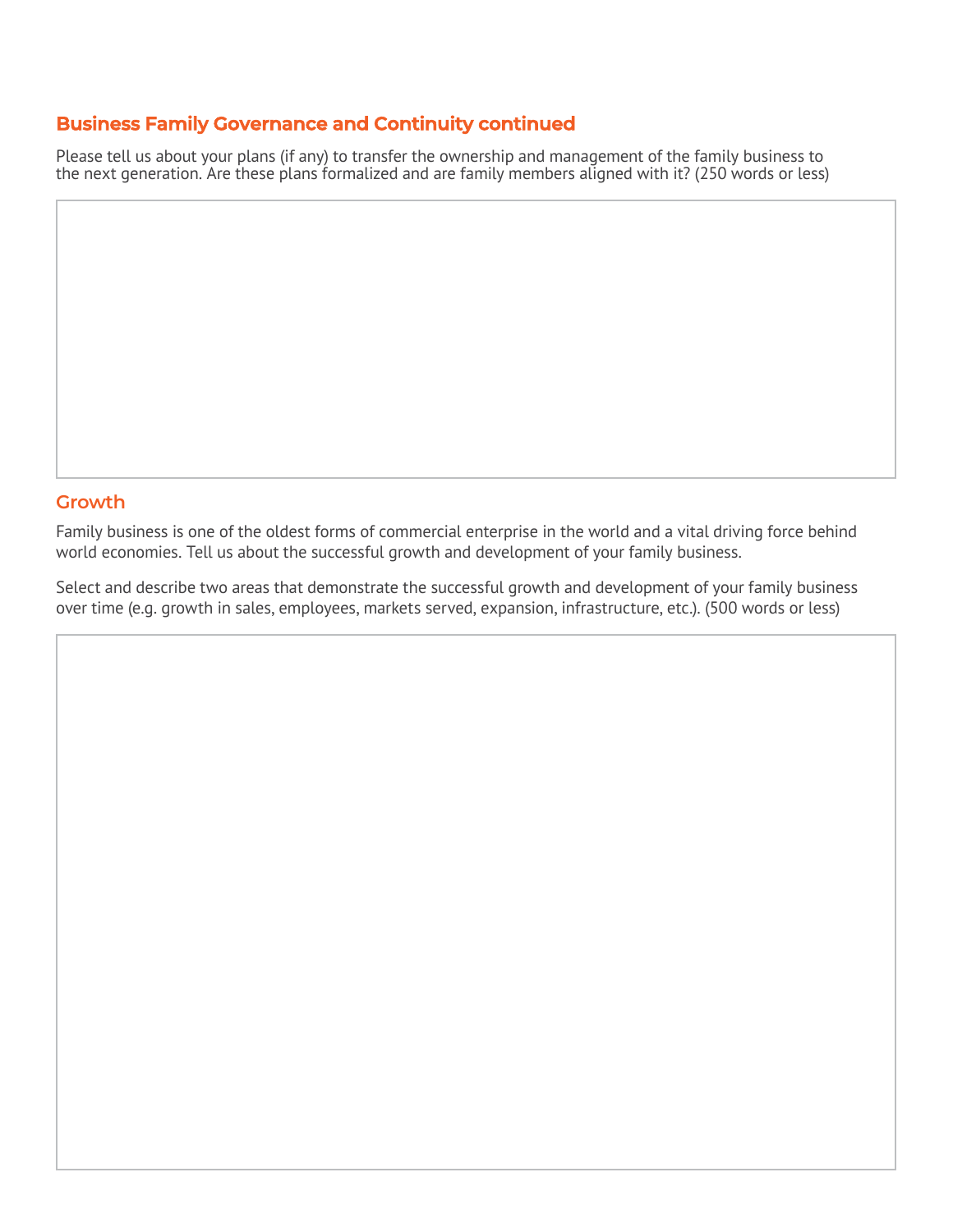## Business Family Governance and Continuity continued

Please tell us about your plans (if any) to transfer the ownership and management of the family business to the next generation. Are these plans formalized and are family members aligned with it? (250 words or less)

## Growth

Family business is one of the oldest forms of commercial enterprise in the world and a vital driving force behind world economies. Tell us about the successful growth and development of your family business.

Select and describe two areas that demonstrate the successful growth and development of your family business over time (e.g. growth in sales, employees, markets served, expansion, infrastructure, etc.). (500 words or less)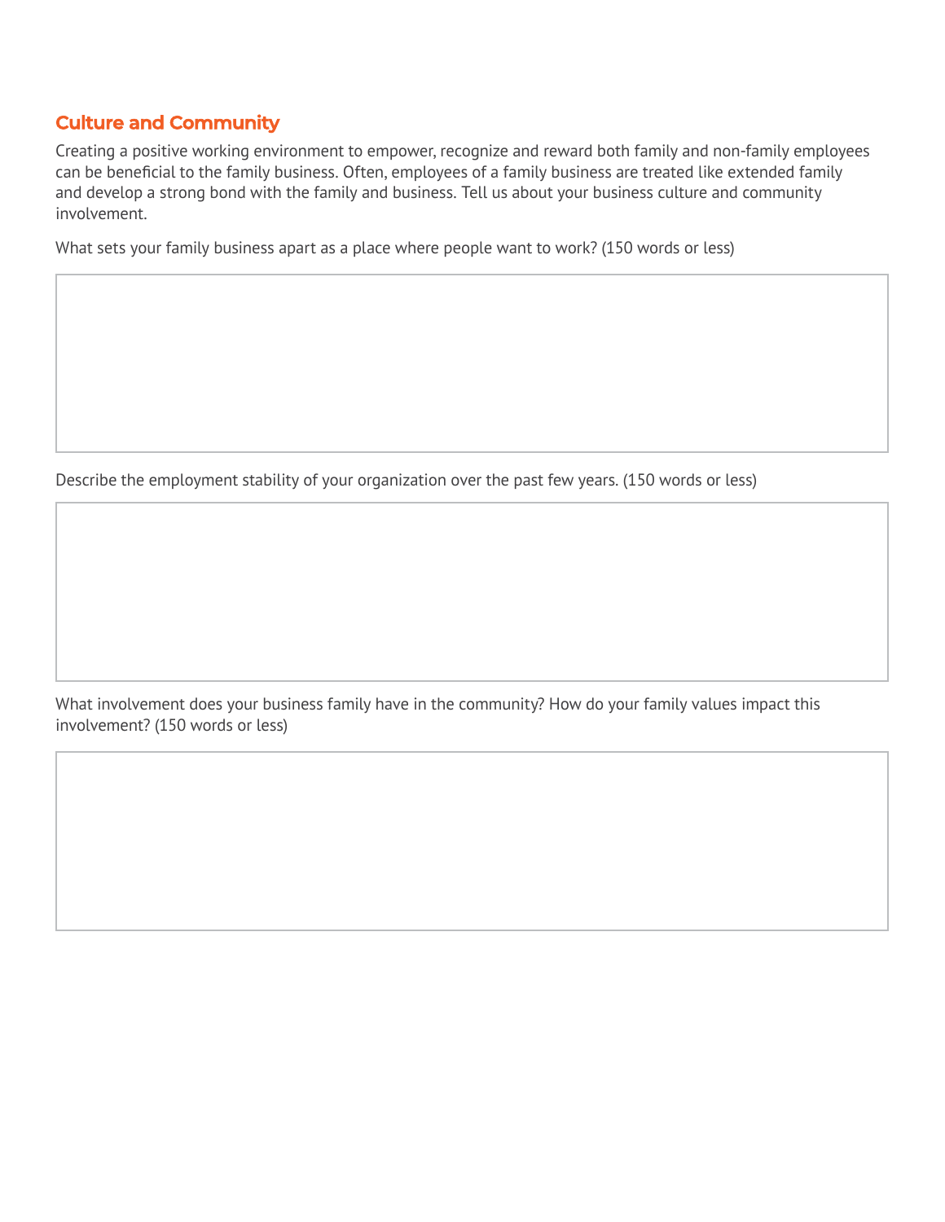## Culture and Community

Creating a positive working environment to empower, recognize and reward both family and non-family employees can be beneficial to the family business. Often, employees of a family business are treated like extended family and develop a strong bond with the family and business. Tell us about your business culture and community involvement.

What sets your family business apart as a place where people want to work? (150 words or less)

Describe the employment stability of your organization over the past few years. (150 words or less)

What involvement does your business family have in the community? How do your family values impact this involvement? (150 words or less)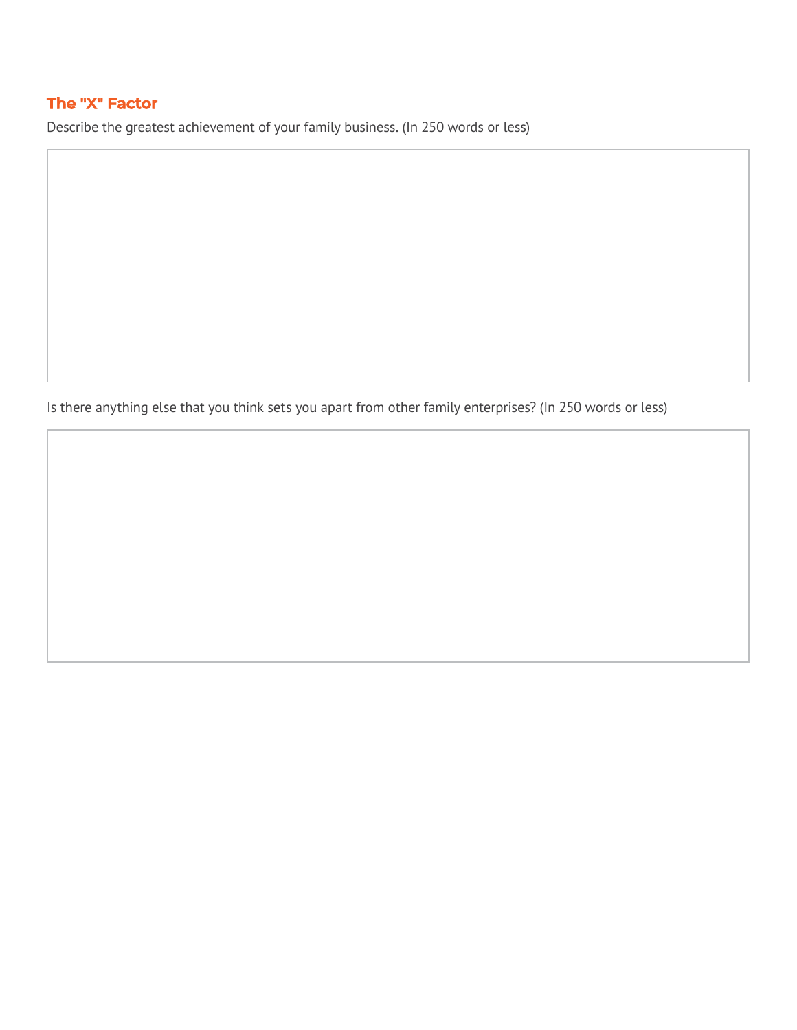## The "X" Factor

Describe the greatest achievement of your family business. (In 250 words or less)

Is there anything else that you think sets you apart from other family enterprises? (In 250 words or less)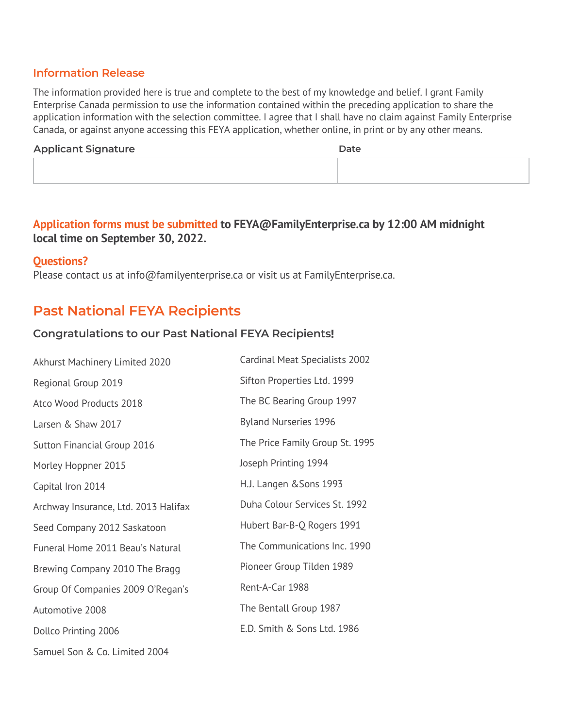## Information Release

The information provided here is true and complete to the best of my knowledge and belief. I grant Family Enterprise Canada permission to use the information contained within the preceding application to share the application information with the selection committee. I agree that I shall have no claim against Family Enterprise Canada, or against anyone accessing this FEYA application, whether online, in print or by any other means.

| Applicant Signature | Date |
| --- | --- |
| | |

**Application forms must be submitted to FEYA@FamilyEnterprise.ca by 12:00 AM midnight local time on September 30, 2022.**

**Questions?**
Please contact us at info@familyenterprise.ca or visit us at FamilyEnterprise.ca.

## Past National FEYA Recipients

### Congratulations to our Past National FEYA Recipients!

Akhurst Machinery Limited 2020

Regional Group 2019

Atco Wood Products 2018

Larsen & Shaw 2017

Sutton Financial Group 2016

Morley Hoppner 2015

Capital Iron 2014

Archway Insurance, Ltd. 2013 Halifax

Seed Company 2012 Saskatoon

Funeral Home 2011 Beau's Natural

Brewing Company 2010 The Bragg

Group Of Companies 2009 O'Regan's

Automotive 2008

Dollco Printing 2006

Samuel Son & Co. Limited 2004

Cardinal Meat Specialists 2002

Sifton Properties Ltd. 1999

The BC Bearing Group 1997

Byland Nurseries 1996

The Price Family Group St. 1995

Joseph Printing 1994

H.J. Langen &Sons 1993

Duha Colour Services St. 1992

Hubert Bar-B-Q Rogers 1991

The Communications Inc. 1990

Pioneer Group Tilden 1989

Rent-A-Car 1988

The Bentall Group 1987

E.D. Smith & Sons Ltd. 1986